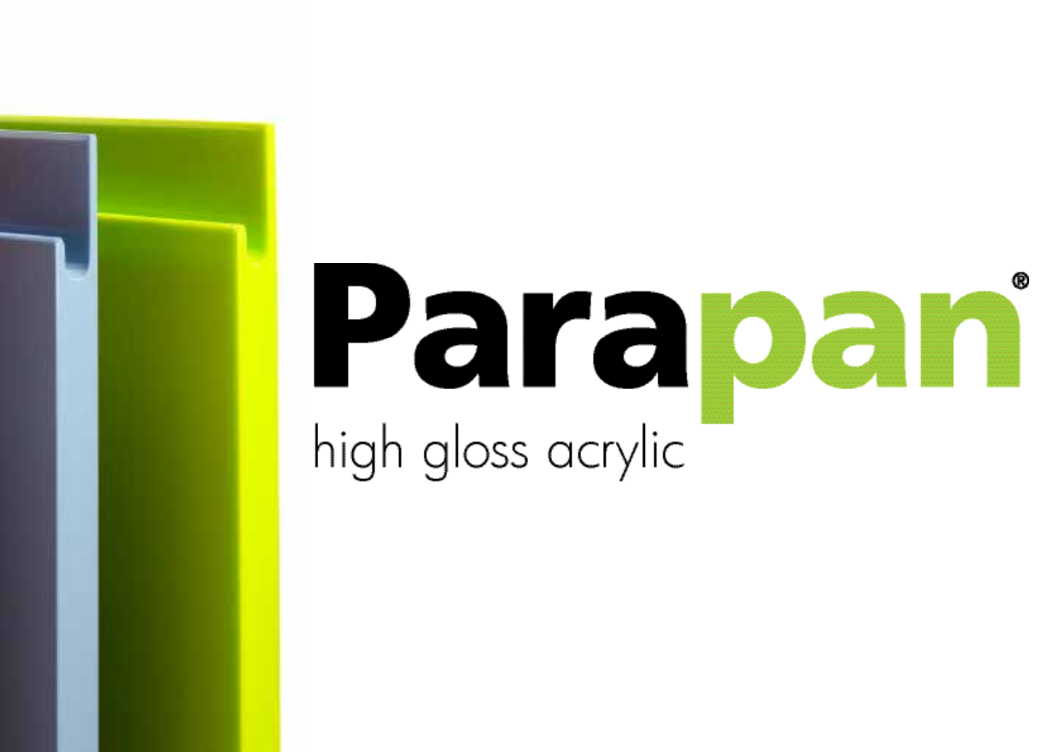# Parapan®

high gloss acrylic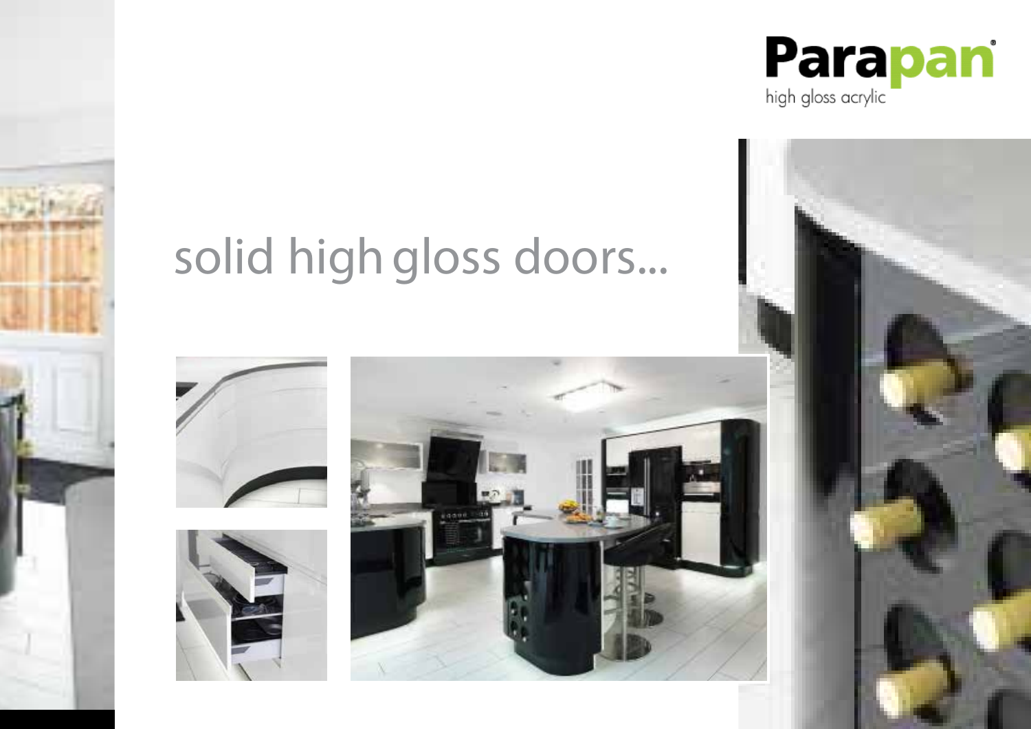Parapan®

high gloss acrylic

# solid high gloss doors...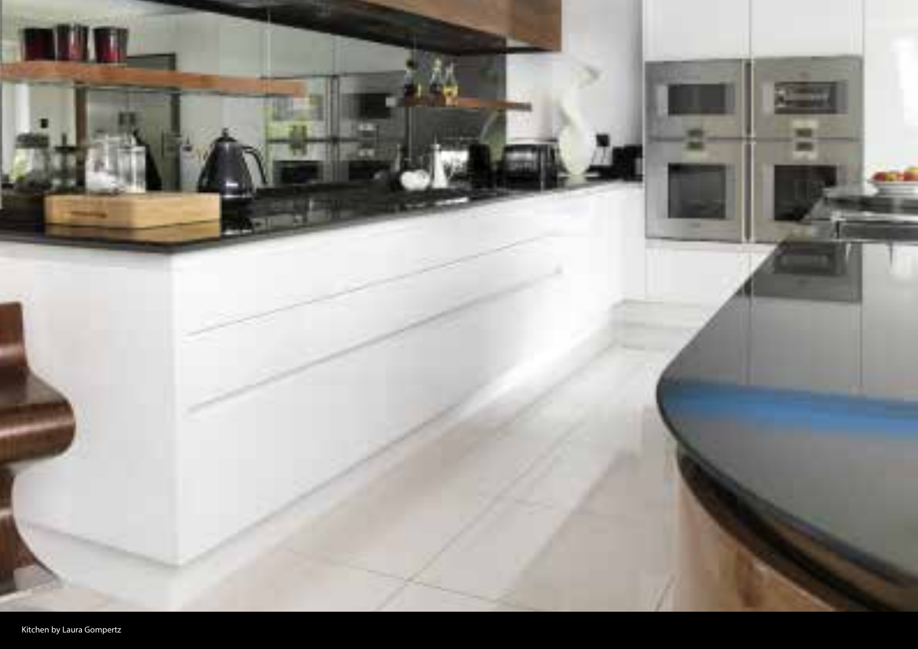Kitchen by Laura Gompertz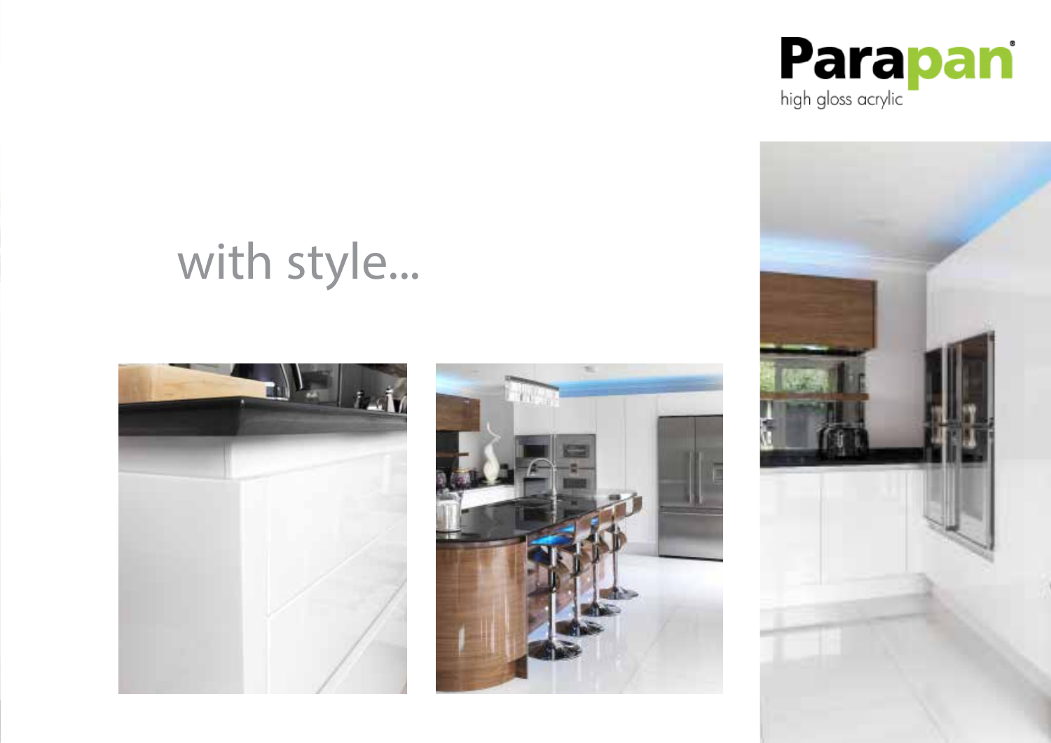Parapan®

high gloss acrylic

with style...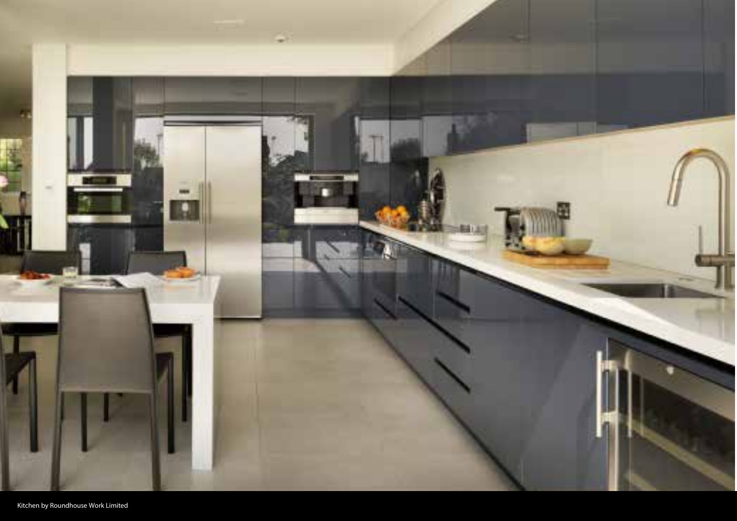Kitchen by Roundhouse Work Limited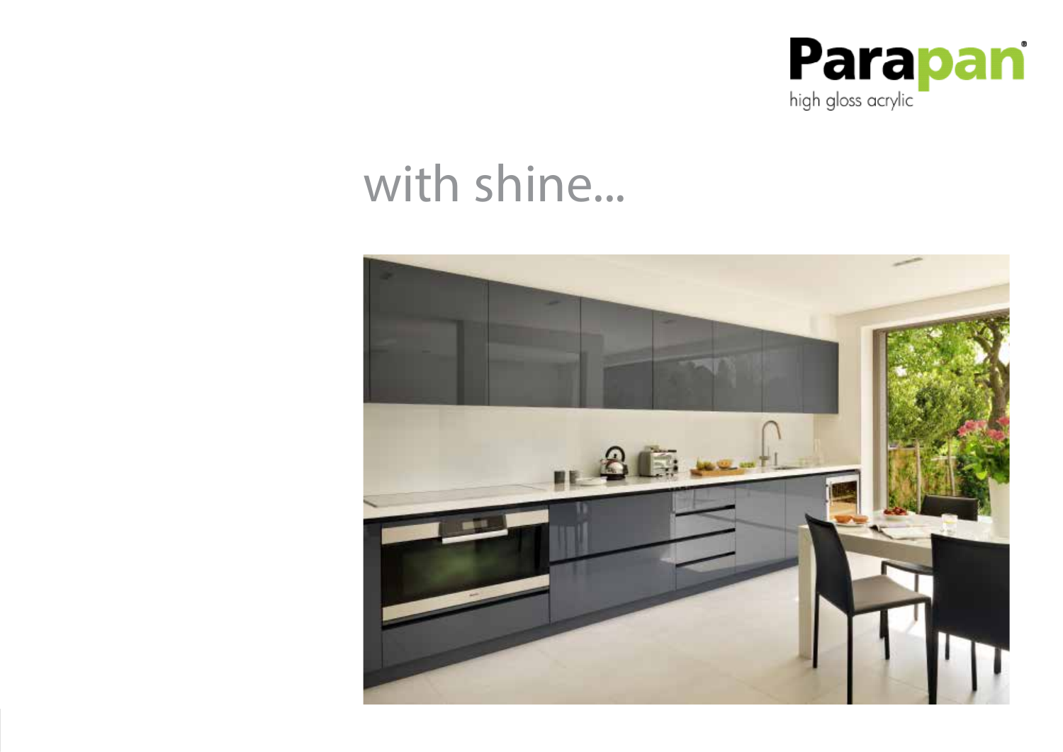Parapan®

high gloss acrylic

# with shine...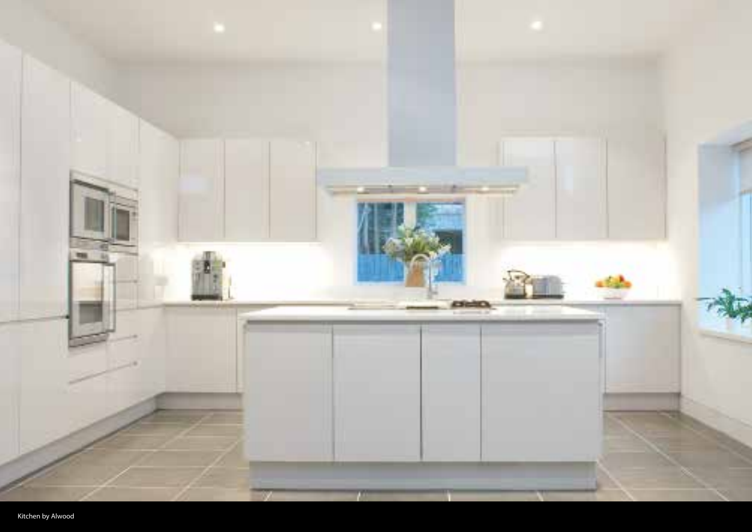Kitchen by Alwood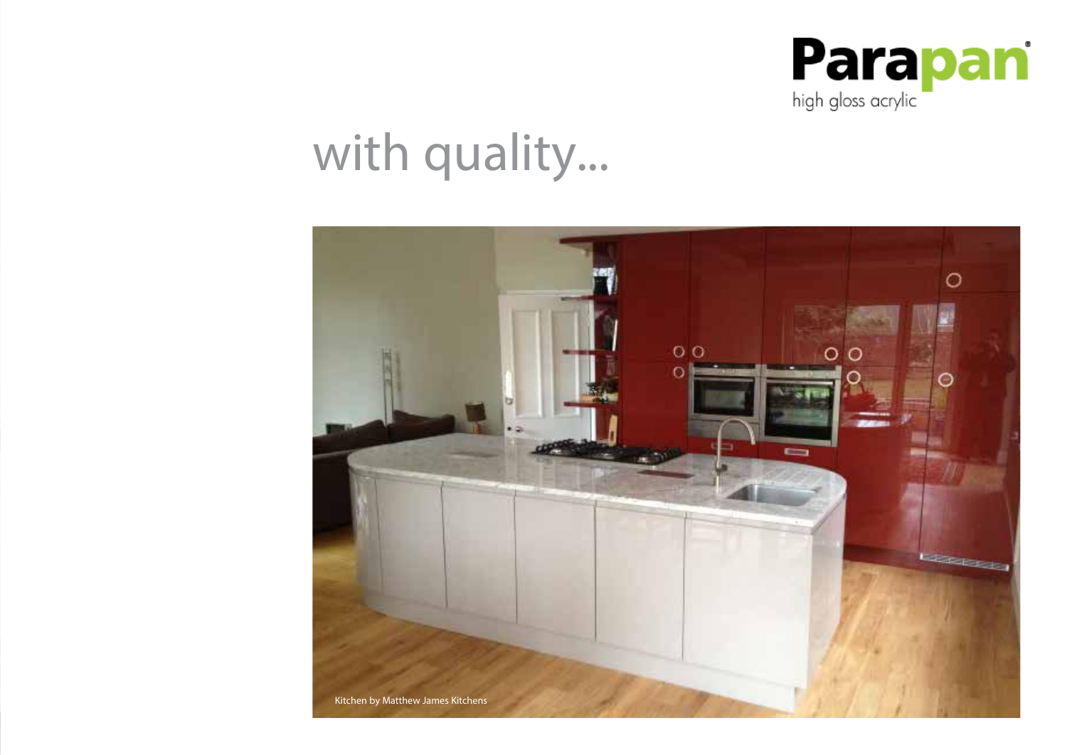Parapan
high gloss acrylic

# with quality...

Kitchen by Matthew James Kitchens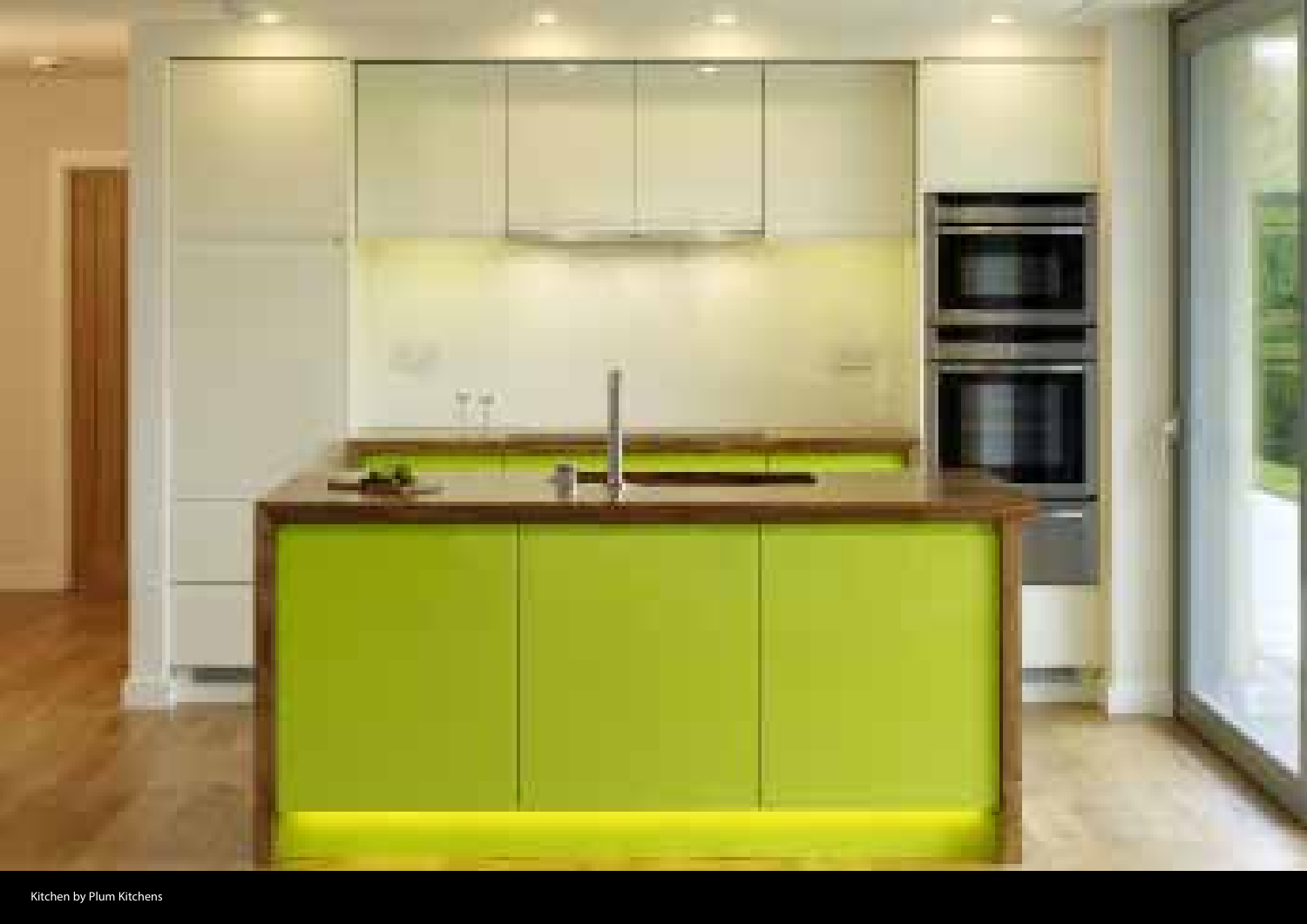Kitchen by Plum Kitchens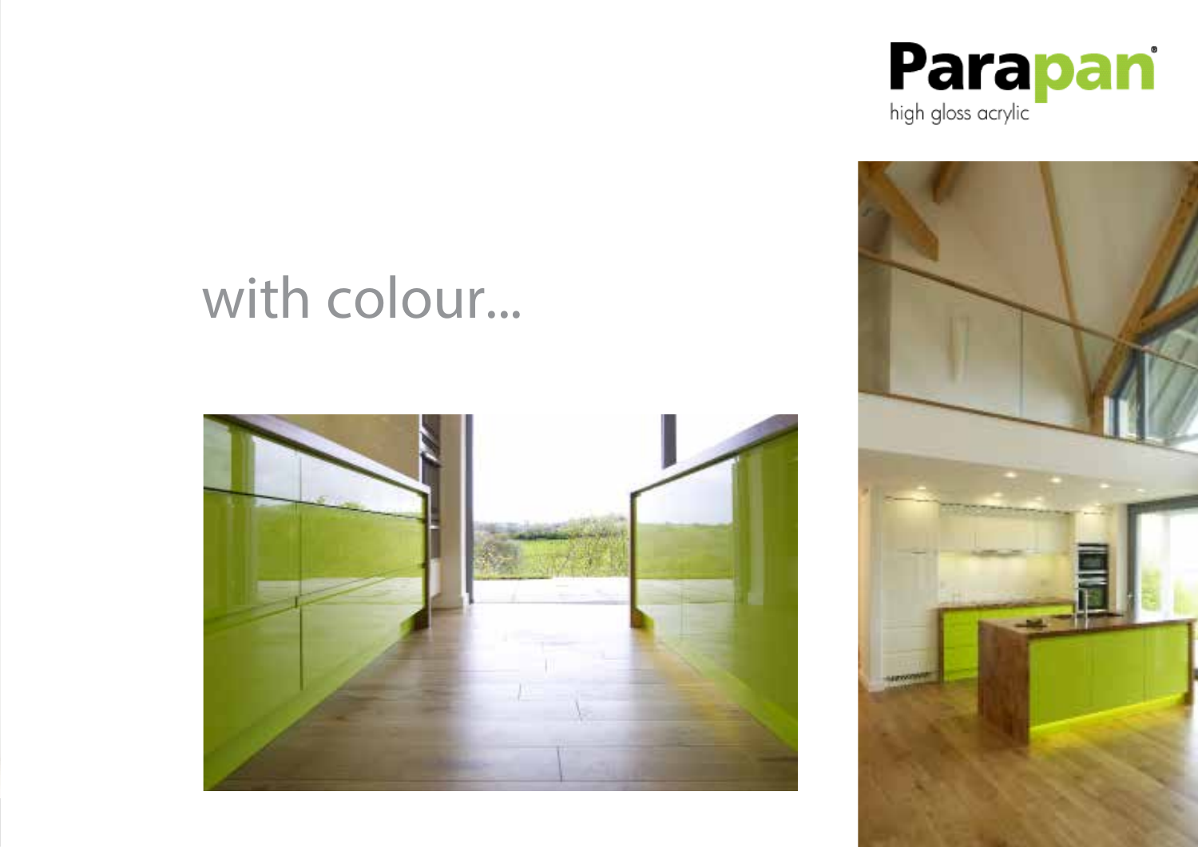**Parapan**®
high gloss acrylic

# with colour...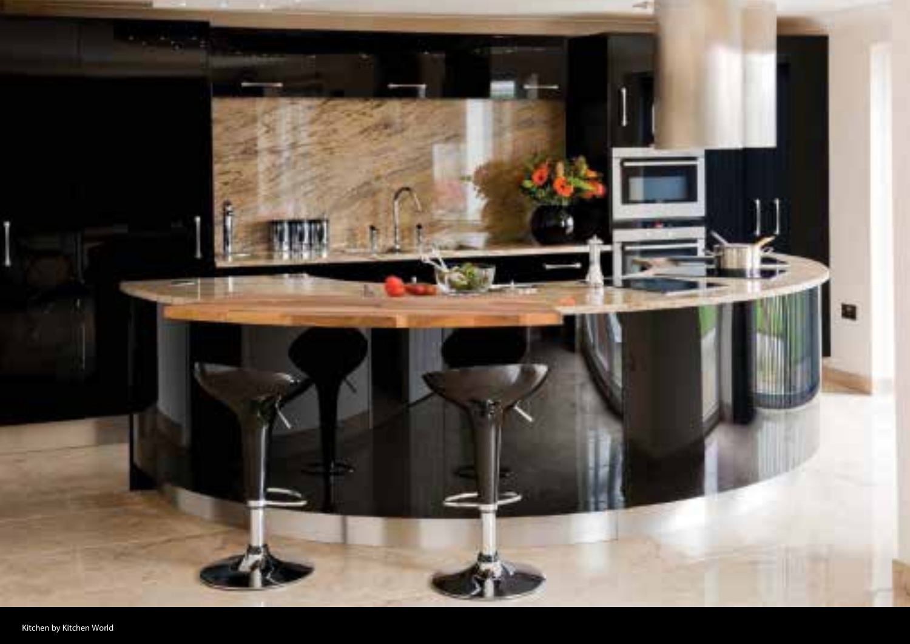Kitchen by Kitchen World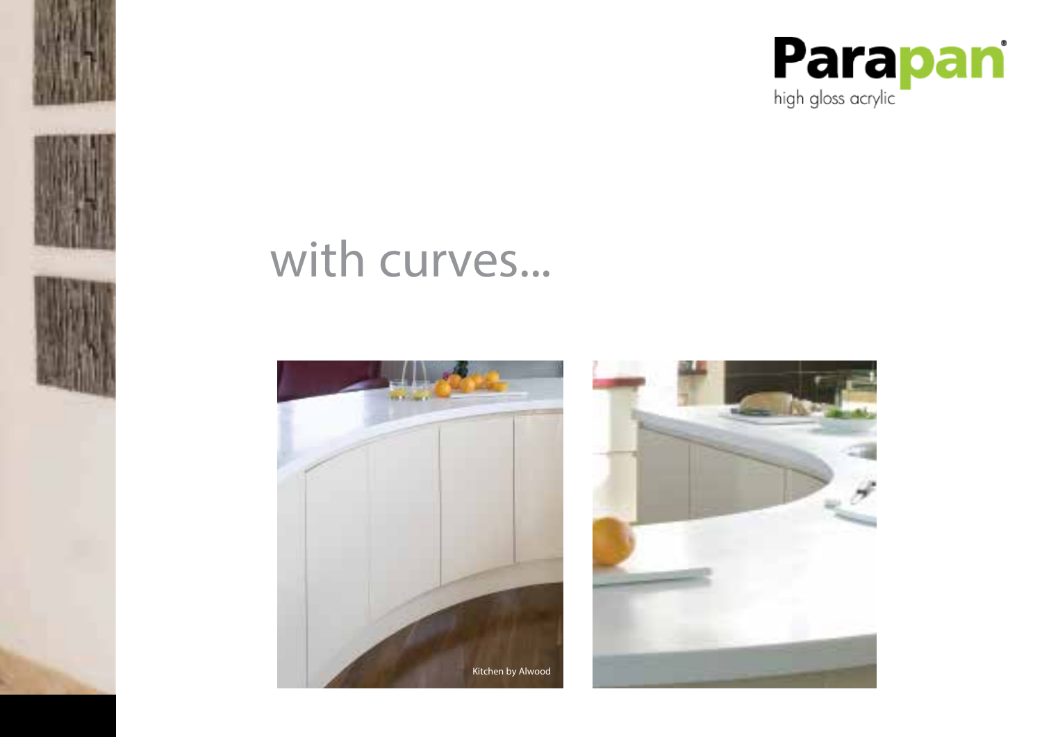Parapan

high gloss acrylic

# with curves...

Kitchen by Alwood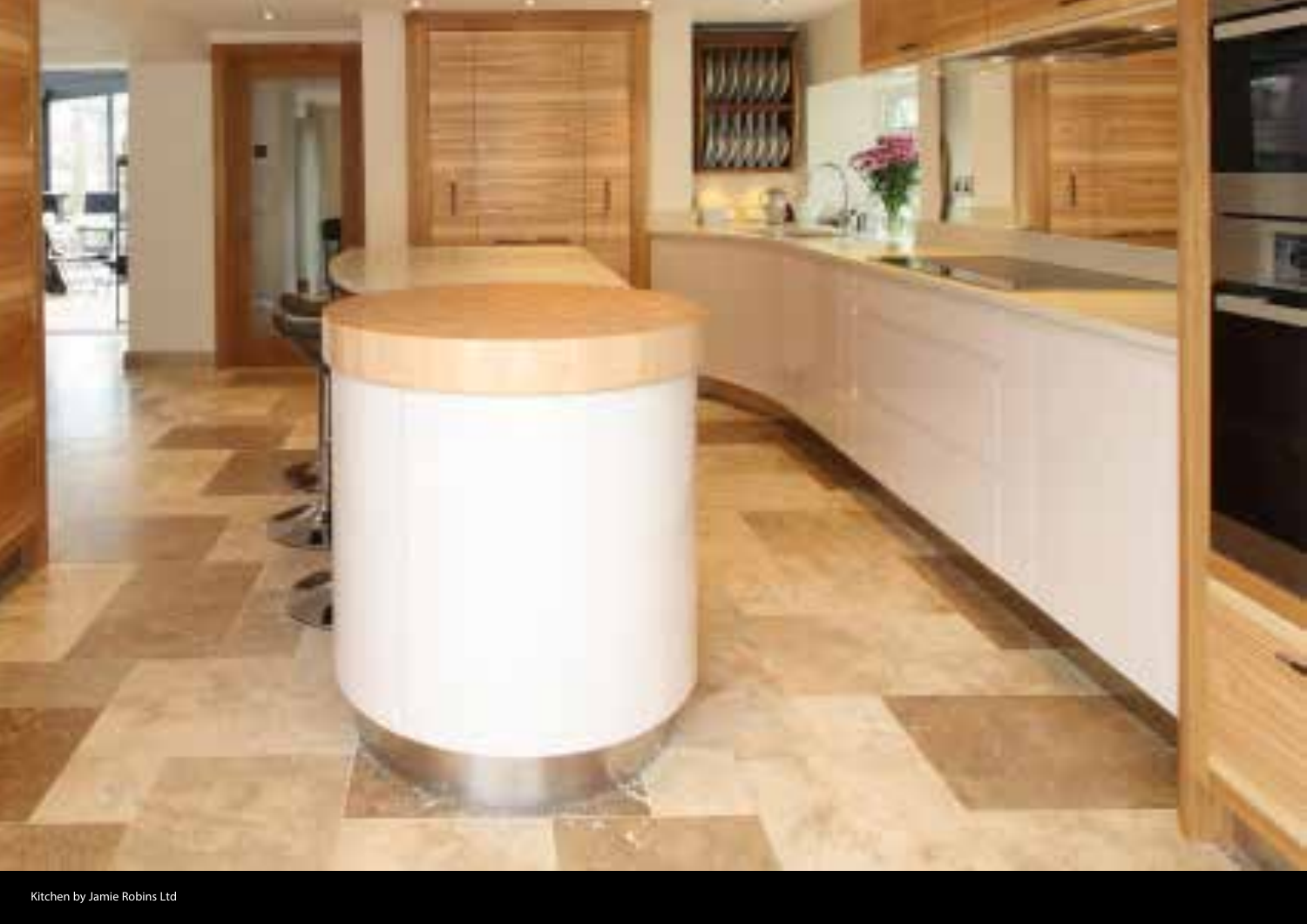Kitchen by Jamie Robins Ltd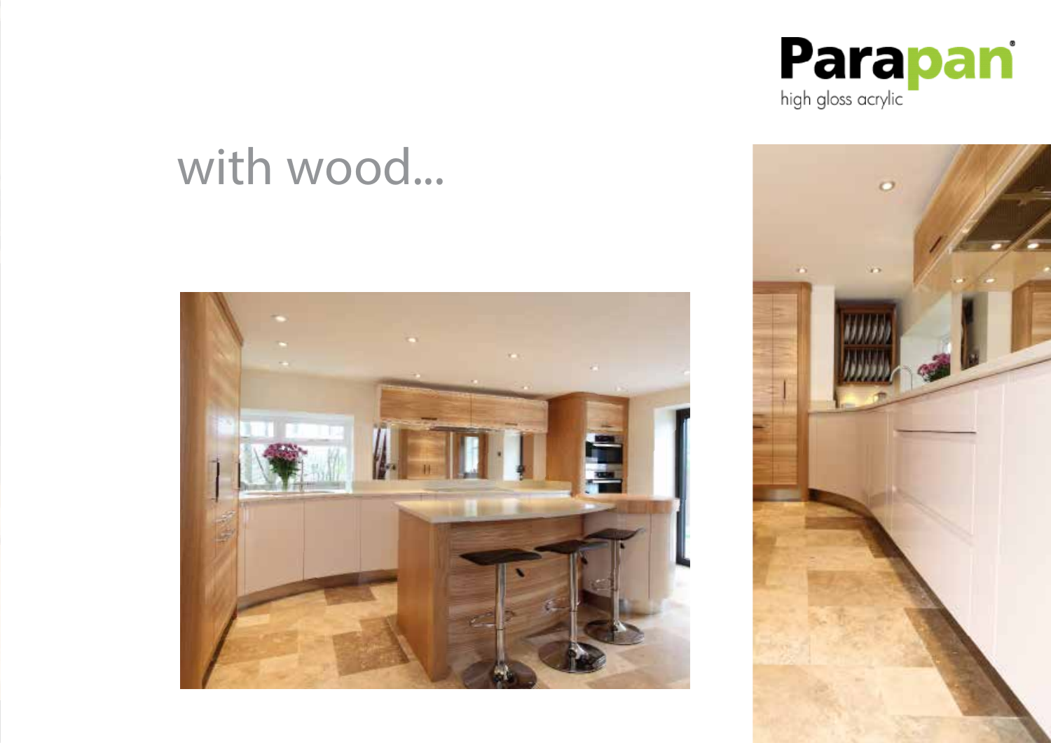Parapan

high gloss acrylic

# with wood...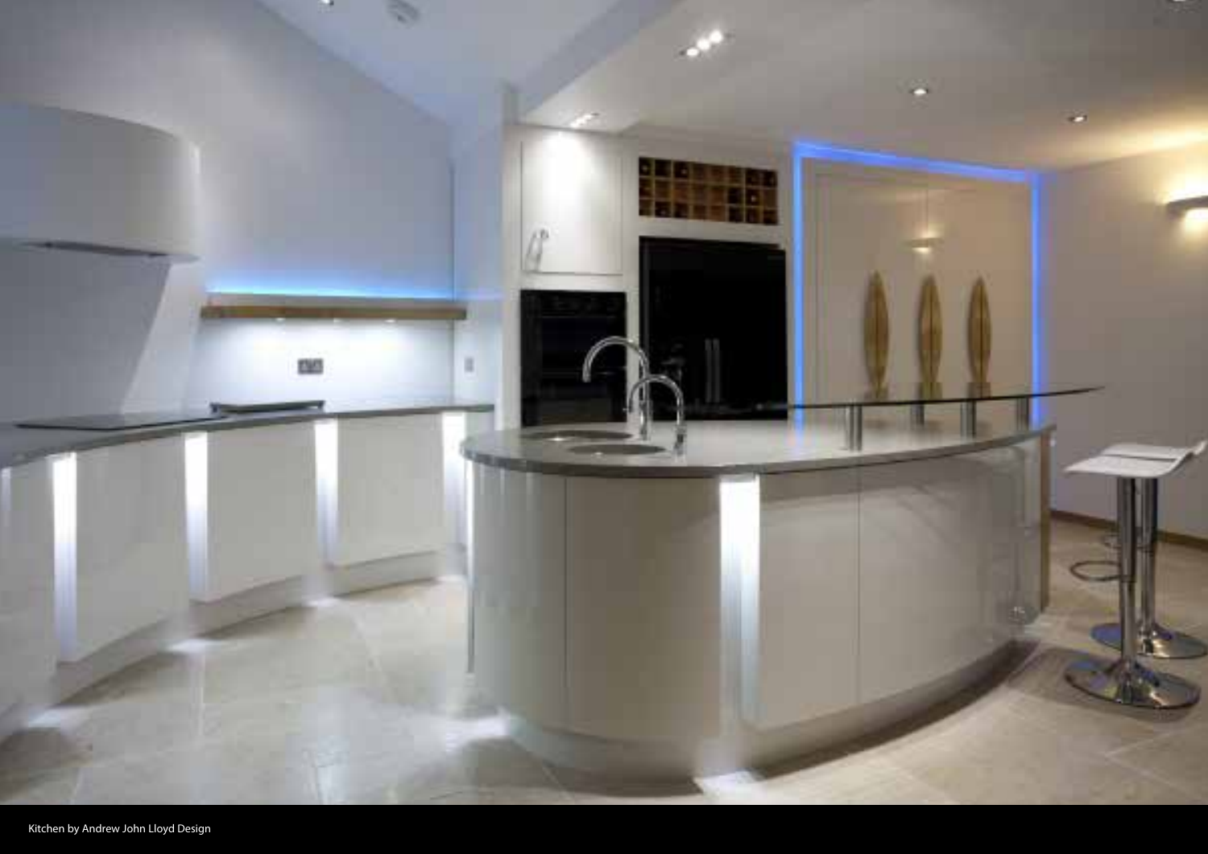Kitchen by Andrew John Lloyd Design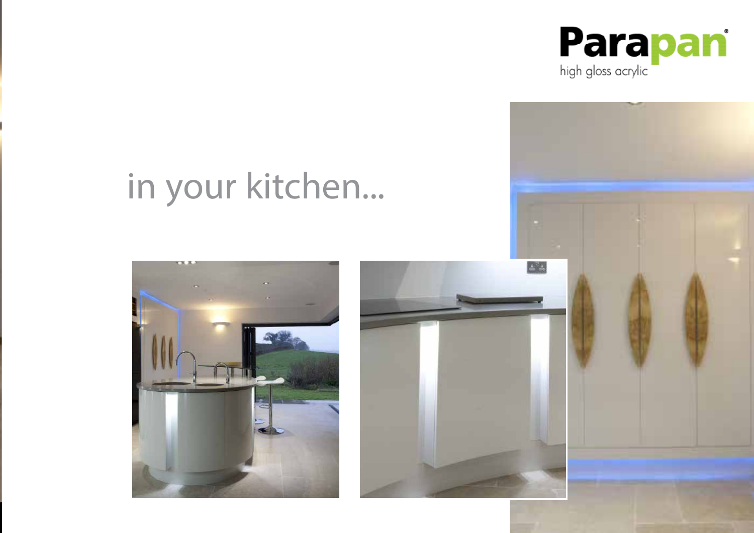**Parapan**®

high gloss acrylic

# in your kitchen...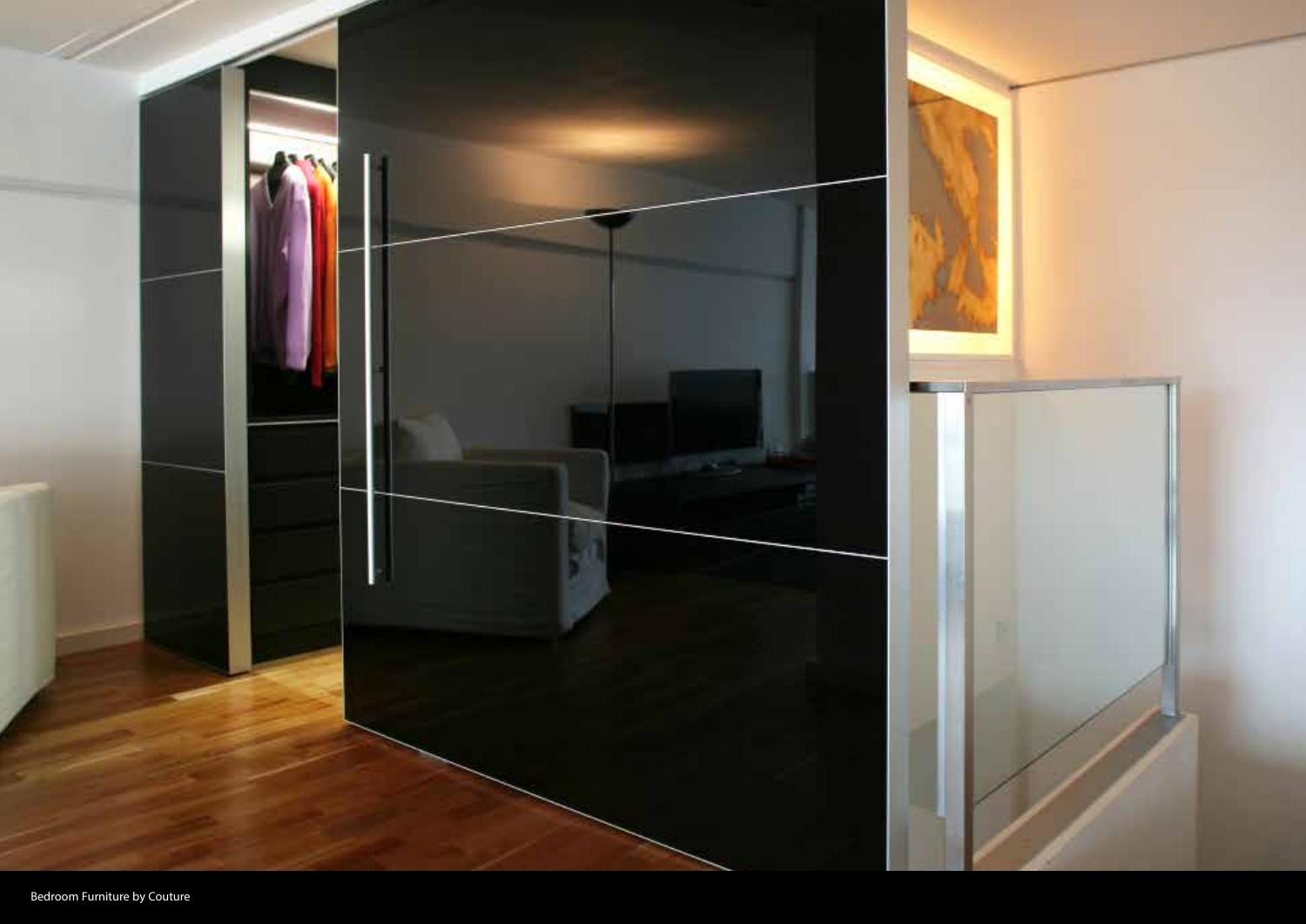Bedroom Furniture by Couture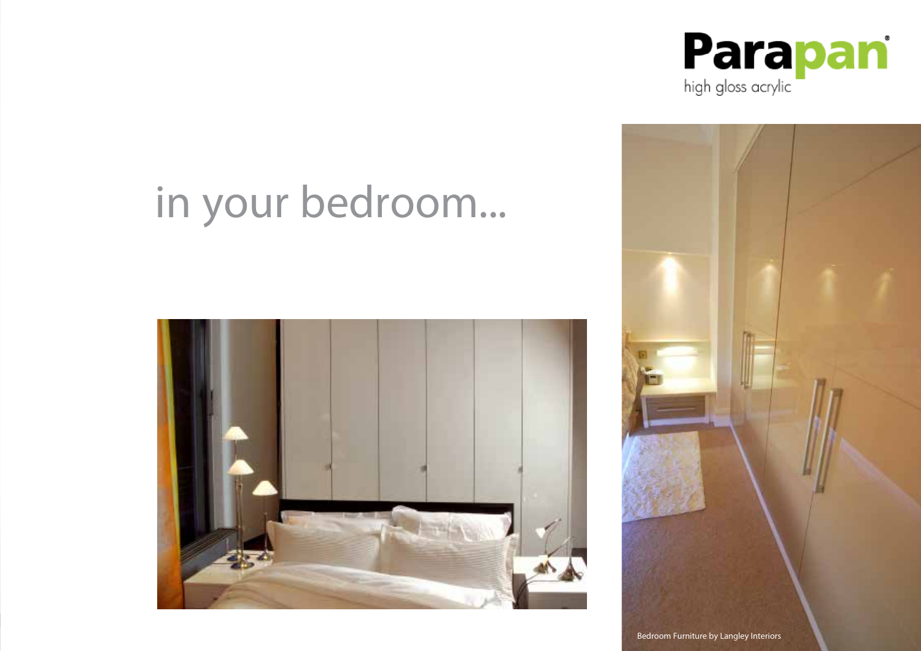Parapan

high gloss acrylic

# in your bedroom...

Bedroom Furniture by Langley Interiors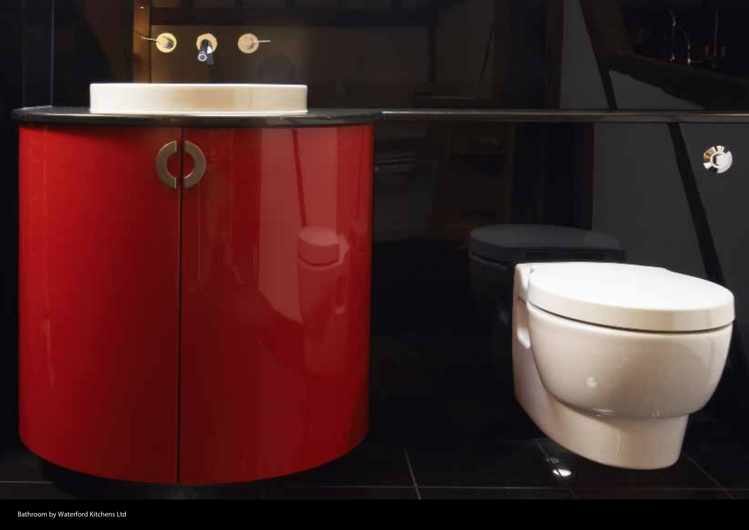Bathroom by Waterford Kitchens Ltd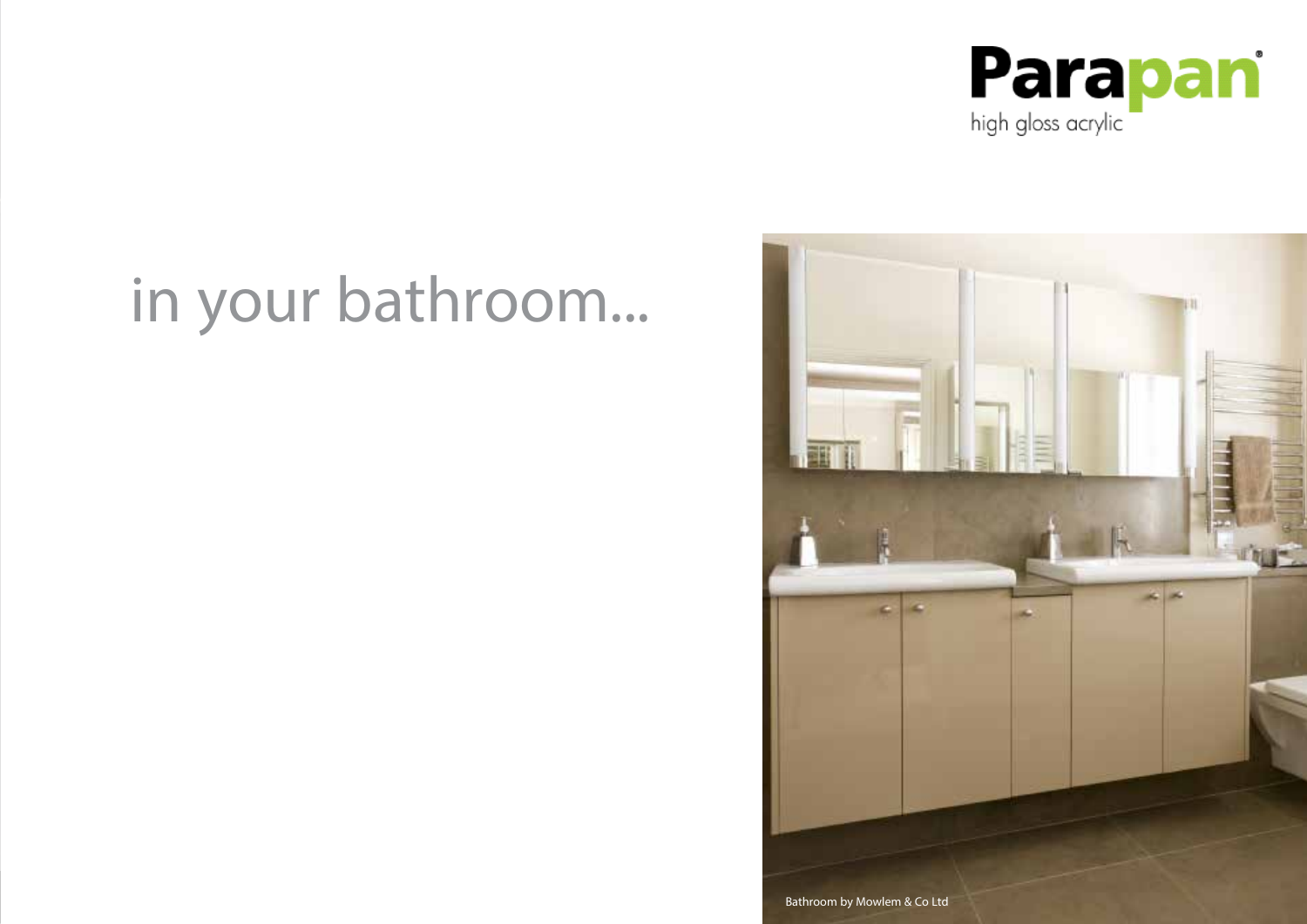**Parapan**
high gloss acrylic

# in your bathroom...

Bathroom by Mowlem & Co Ltd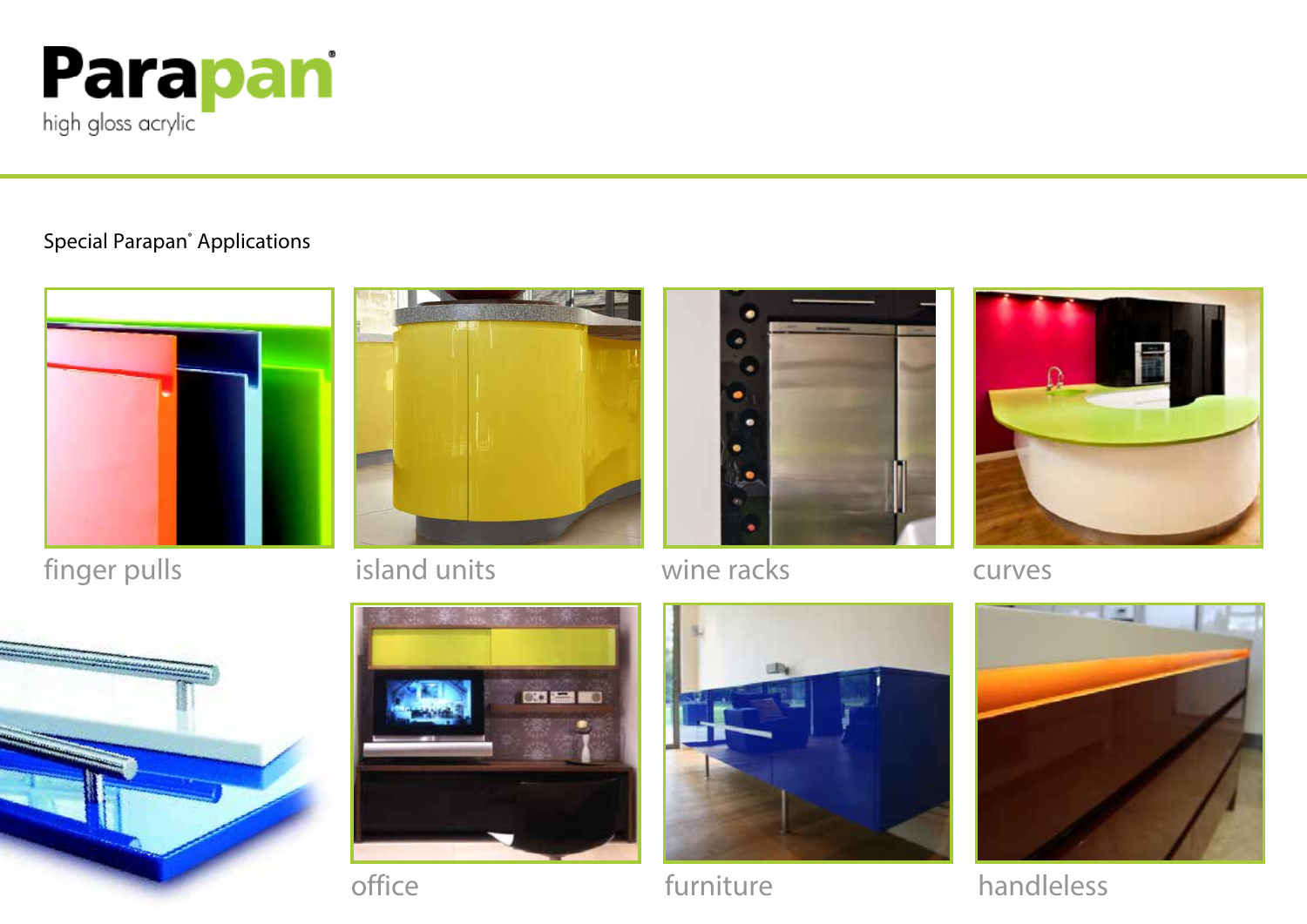**Parapan®**
high gloss acrylic

## Special Parapan® Applications

finger pulls

island units

wine racks

curves

office

furniture

handleless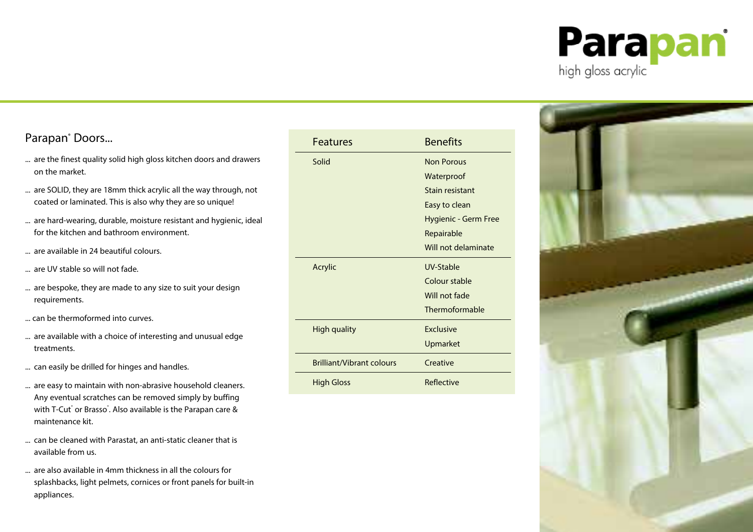# Parapan

high gloss acrylic

## Parapan® Doors...

- ... are the finest quality solid high gloss kitchen doors and drawers on the market.
- ... are SOLID, they are 18mm thick acrylic all the way through, not coated or laminated. This is also why they are so unique!
- ... are hard-wearing, durable, moisture resistant and hygienic, ideal for the kitchen and bathroom environment.
- ... are available in 24 beautiful colours.
- ... are UV stable so will not fade.
- ... are bespoke, they are made to any size to suit your design requirements.
- ... can be thermoformed into curves.
- ... are available with a choice of interesting and unusual edge treatments.
- ... can easily be drilled for hinges and handles.
- ... are easy to maintain with non-abrasive household cleaners. Any eventual scratches can be removed simply by buffing with T-Cut® or Brasso®. Also available is the Parapan care & maintenance kit.
- ... can be cleaned with Parastat, an anti-static cleaner that is available from us.
- ... are also available in 4mm thickness in all the colours for splashbacks, light pelmets, cornices or front panels for built-in appliances.

| Features | Benefits |
|---|---|
| Solid | Non Porous<br>Waterproof<br>Stain resistant<br>Easy to clean<br>Hygienic - Germ Free<br>Repairable<br>Will not delaminate |
| Acrylic | UV-Stable<br>Colour stable<br>Will not fade<br>Thermoformable |
| High quality | Exclusive<br>Upmarket |
| Brilliant/Vibrant colours | Creative |
| High Gloss | Reflective |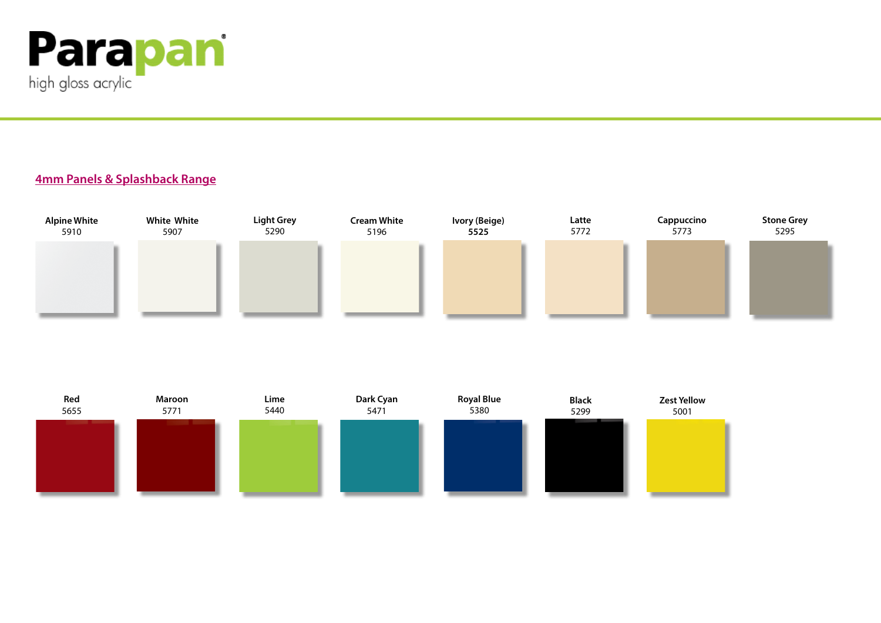**Parapan**
high gloss acrylic

## 4mm Panels & Splashback Range

| Alpine White | White White | Light Grey | Cream White | Ivory (Beige) | Latte | Cappuccino | Stone Grey |
|---|---|---|---|---|---|---|---|
| 5910 | 5907 | 5290 | 5196 | **5525** | 5772 | 5773 | 5295 |

| Red | Maroon | Lime | Dark Cyan | Royal Blue | Black | Zest Yellow |
|---|---|---|---|---|---|---|
| 5655 | 5771 | 5440 | 5471 | 5380 | 5299 | 5001 |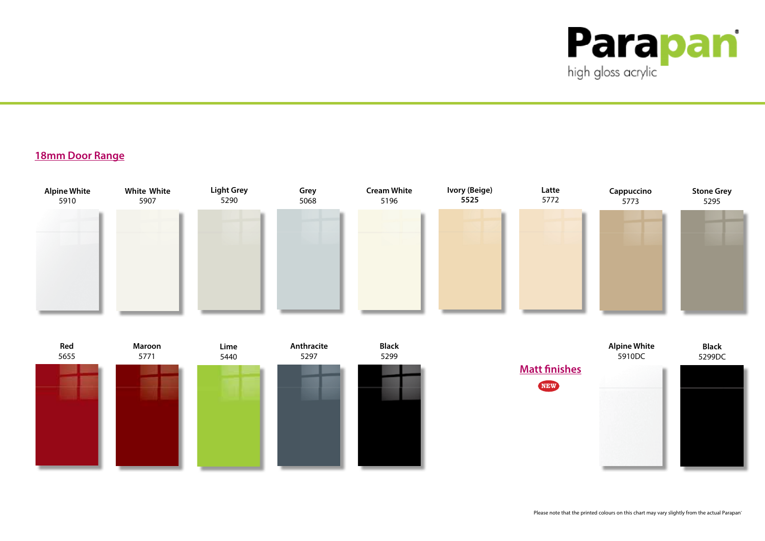Parapan®

high gloss acrylic

## 18mm Door Range

**Alpine White**
5910

**White White**
5907

**Light Grey**
5290

**Grey**
5068

**Cream White**
5196

**Ivory (Beige)**
**5525**

**Latte**
5772

**Cappuccino**
5773

**Stone Grey**
5295

**Red**
5655

**Maroon**
5771

**Lime**
5440

**Anthracite**
5297

**Black**
5299

## Matt finishes

NEW

**Alpine White**
5910DC

**Black**
5299DC

Please note that the printed colours on this chart may vary slightly from the actual Parapan®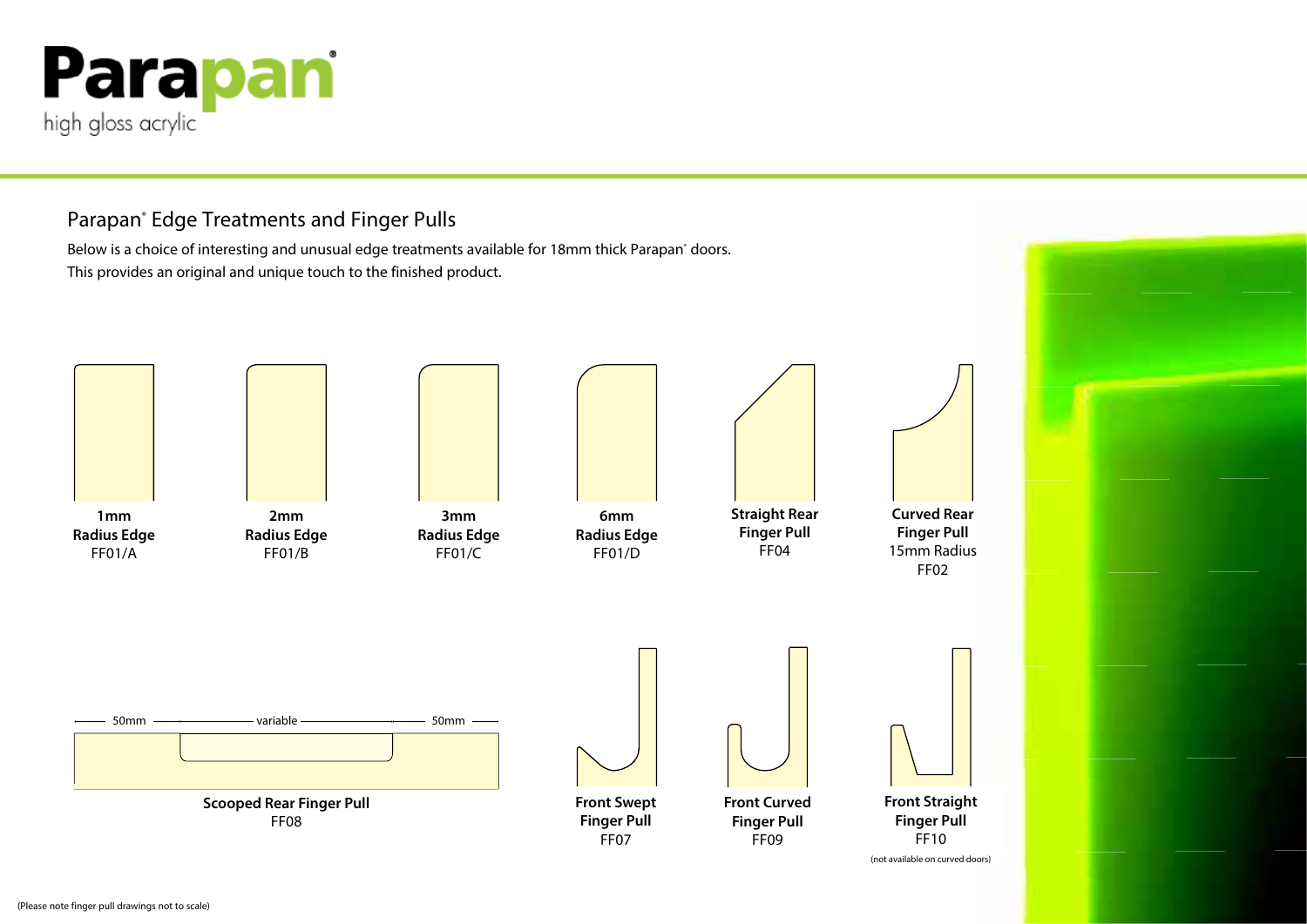# Parapan

high gloss acrylic

## Parapan® Edge Treatments and Finger Pulls

Below is a choice of interesting and unusual edge treatments available for 18mm thick Parapan® doors.
This provides an original and unique touch to the finished product.

**1mm Radius Edge**
FF01/A

**2mm Radius Edge**
FF01/B

**3mm Radius Edge**
FF01/C

**6mm Radius Edge**
FF01/D

**Straight Rear Finger Pull**
FF04

**Curved Rear Finger Pull**
15mm Radius
FF02

50mm — variable — 50mm

**Scooped Rear Finger Pull**
FF08

**Front Swept Finger Pull**
FF07

**Front Curved Finger Pull**
FF09

**Front Straight Finger Pull**
FF10
(not available on curved doors)

(Please note finger pull drawings not to scale)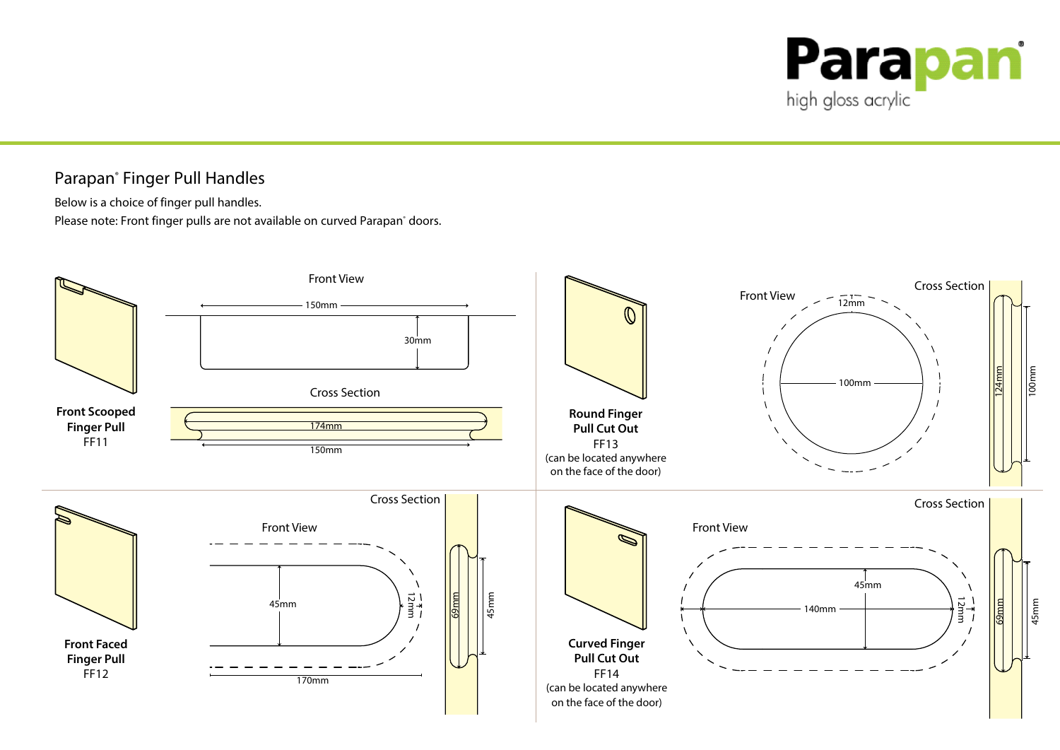# Parapan® Finger Pull Handles

Below is a choice of finger pull handles.

Please note: Front finger pulls are not available on curved Parapan® doors.

**Front Scooped Finger Pull**
FF11

Front View: 150mm, 30mm

Cross Section: 174mm, 150mm

**Round Finger Pull Cut Out**
FF13
(can be located anywhere on the face of the door)

Front View: 12mm, 100mm

Cross Section: 124mm, 100mm

**Front Faced Finger Pull**
FF12

Front View: 45mm, 12mm, 170mm

Cross Section: 69mm, 45mm

**Curved Finger Pull Cut Out**
FF14
(can be located anywhere on the face of the door)

Front View: 45mm, 140mm, 12mm

Cross Section: 69mm, 45mm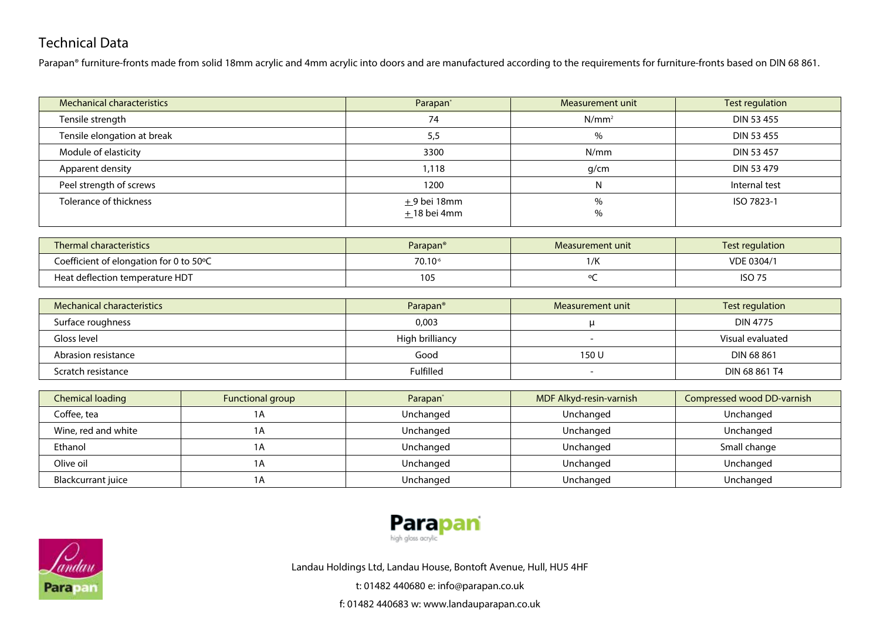## Technical Data

Parapan® furniture-fronts made from solid 18mm acrylic and 4mm acrylic into doors and are manufactured according to the requirements for furniture-fronts based on DIN 68 861.

| Mechanical characteristics | Parapan® | Measurement unit | Test regulation |
|---|---|---|---|
| Tensile strength | 74 | N/mm² | DIN 53 455 |
| Tensile elongation at break | 5,5 | % | DIN 53 455 |
| Module of elasticity | 3300 | N/mm | DIN 53 457 |
| Apparent density | 1,118 | g/cm | DIN 53 479 |
| Peel strength of screws | 1200 | N | Internal test |
| Tolerance of thickness | ± 9 bei 18mm<br>± 18 bei 4mm | %<br>% | ISO 7823-1 |

| Thermal characteristics | Parapan® | Measurement unit | Test regulation |
|---|---|---|---|
| Coefficient of elongation for 0 to 50ºC | $70.10^{-6}$ | 1/K | VDE 0304/1 |
| Heat deflection temperature HDT | 105 | ºC | ISO 75 |

| Mechanical characteristics | Parapan® | Measurement unit | Test regulation |
|---|---|---|---|
| Surface roughness | 0,003 | μ | DIN 4775 |
| Gloss level | High brilliancy | - | Visual evaluated |
| Abrasion resistance | Good | 150 U | DIN 68 861 |
| Scratch resistance | Fulfilled | - | DIN 68 861 T4 |

| Chemical loading | Functional group | Parapan® | MDF Alkyd-resin-varnish | Compressed wood DD-varnish |
|---|---|---|---|---|
| Coffee, tea | 1A | Unchanged | Unchanged | Unchanged |
| Wine, red and white | 1A | Unchanged | Unchanged | Unchanged |
| Ethanol | 1A | Unchanged | Unchanged | Small change |
| Olive oil | 1A | Unchanged | Unchanged | Unchanged |
| Blackcurrant juice | 1A | Unchanged | Unchanged | Unchanged |

Parapan® high gloss acrylic

Landau Holdings Ltd, Landau House, Bontoft Avenue, Hull, HU5 4HF

t: 01482 440680 e: info@parapan.co.uk

f: 01482 440683 w: www.landauparapan.co.uk